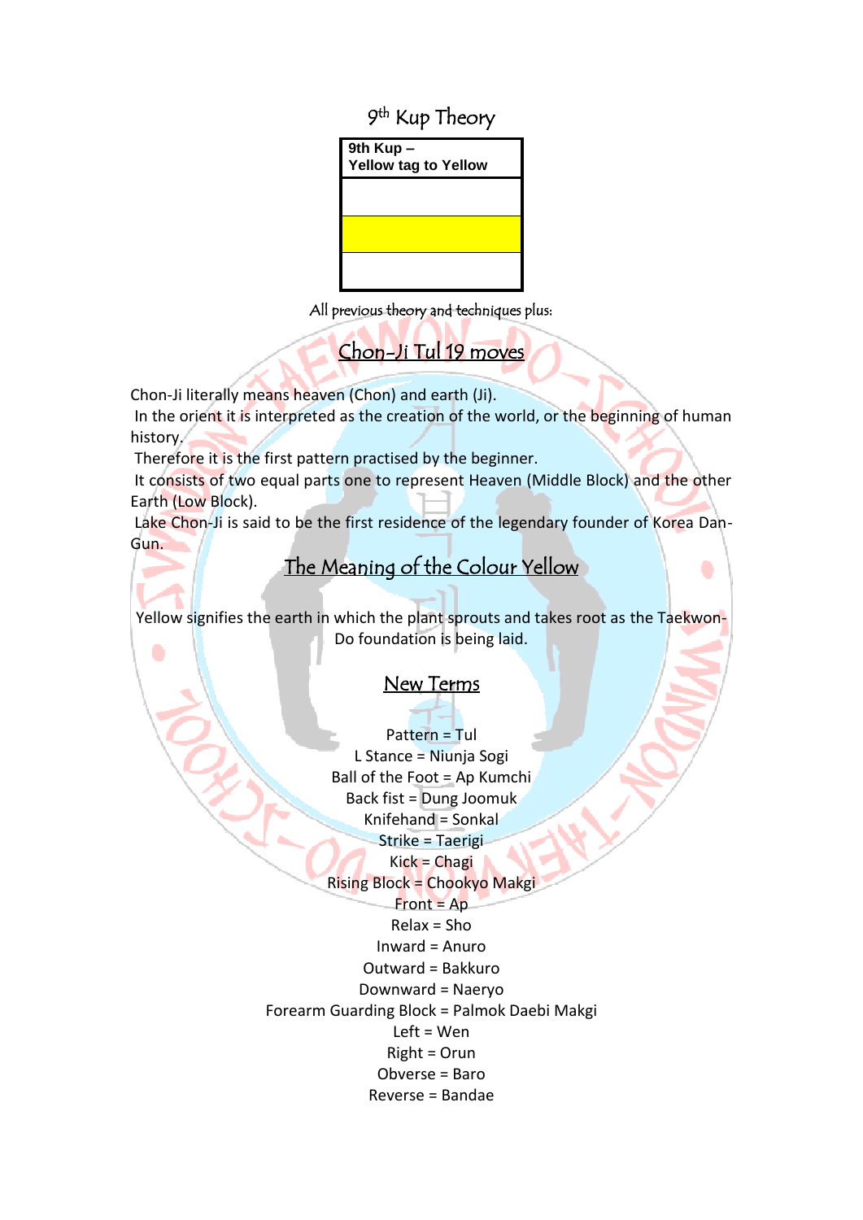# 9th Kup Theory

| 9th Kup – Yellow tag to Yellow |
|---|
| |
| |
| |

All previous theory and techniques plus:

## Chon-Ji Tul 19 moves

Chon-Ji literally means heaven (Chon) and earth (Ji).
In the orient it is interpreted as the creation of the world, or the beginning of human history.
Therefore it is the first pattern practised by the beginner.
It consists of two equal parts one to represent Heaven (Middle Block) and the other Earth (Low Block).
Lake Chon-Ji is said to be the first residence of the legendary founder of Korea Dan-Gun.

## The Meaning of the Colour Yellow

Yellow signifies the earth in which the plant sprouts and takes root as the Taekwon-Do foundation is being laid.

## New Terms

Pattern = Tul
L Stance = Niunja Sogi
Ball of the Foot = Ap Kumchi
Back fist = Dung Joomuk
Knifehand = Sonkal
Strike = Taerigi
Kick = Chagi
Rising Block = Chookyo Makgi
Front = Ap
Relax = Sho
Inward = Anuro
Outward = Bakkuro
Downward = Naeryo
Forearm Guarding Block = Palmok Daebi Makgi
Left = Wen
Right = Orun
Obverse = Baro
Reverse = Bandae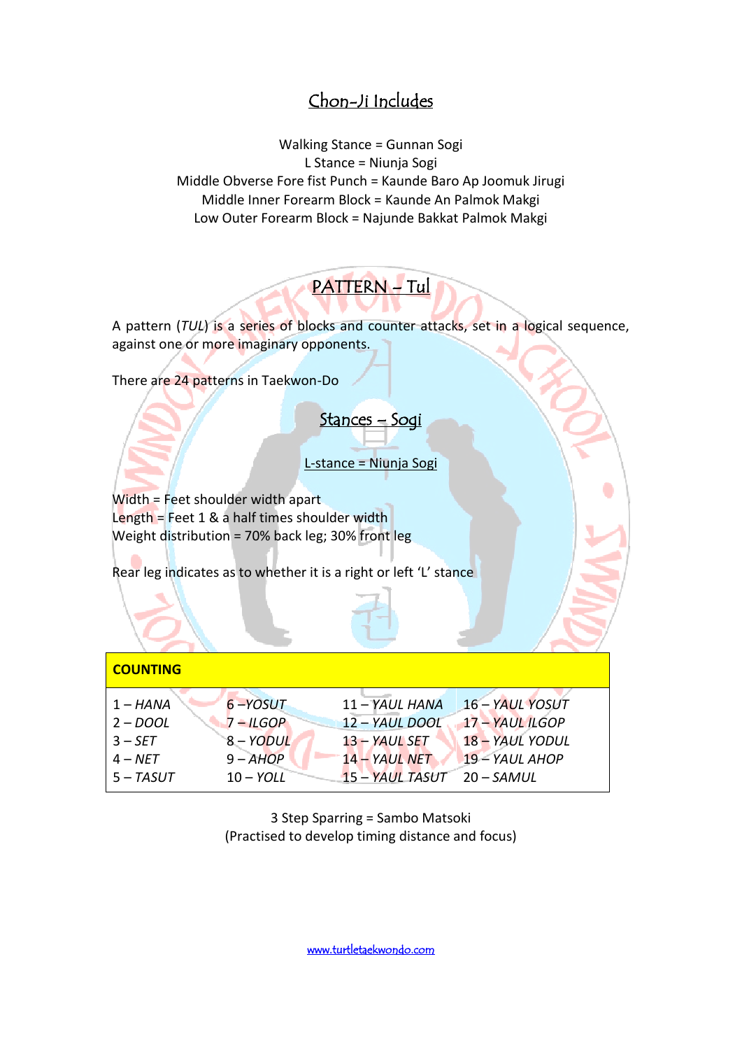## Chon-Ji Includes

Walking Stance = Gunnan Sogi
L Stance = Niunja Sogi
Middle Obverse Fore fist Punch = Kaunde Baro Ap Joomuk Jirugi
Middle Inner Forearm Block = Kaunde An Palmok Makgi
Low Outer Forearm Block = Najunde Bakkat Palmok Makgi

## PATTERN – Tul

A pattern (*TUL*) is a series of blocks and counter attacks, set in a logical sequence, against one or more imaginary opponents.

There are 24 patterns in Taekwon-Do

## Stances – Sogi

L-stance = Niunja Sogi

Width = Feet shoulder width apart
Length = Feet 1 & a half times shoulder width
Weight distribution = 70% back leg; 30% front leg

Rear leg indicates as to whether it is a right or left 'L' stance

| **COUNTING** | | | |
|---|---|---|---|
| 1 – *HANA* | 6 –*YOSUT* | 11 – *YAUL HANA* | 16 – *YAUL YOSUT* |
| 2 – *DOOL* | 7 – *ILGOP* | 12 – *YAUL DOOL* | 17 – *YAUL ILGOP* |
| 3 – *SET* | 8 – *YODUL* | 13 – *YAUL SET* | 18 – *YAUL YODUL* |
| 4 – *NET* | 9 – *AHOP* | 14 – *YAUL NET* | 19 – *YAUL AHOP* |
| 5 – *TASUT* | 10 – *YOLL* | 15 – *YAUL TASUT* | 20 – *SAMUL* |

3 Step Sparring = Sambo Matsoki
(Practised to develop timing distance and focus)

www.turtletaekwondo.com